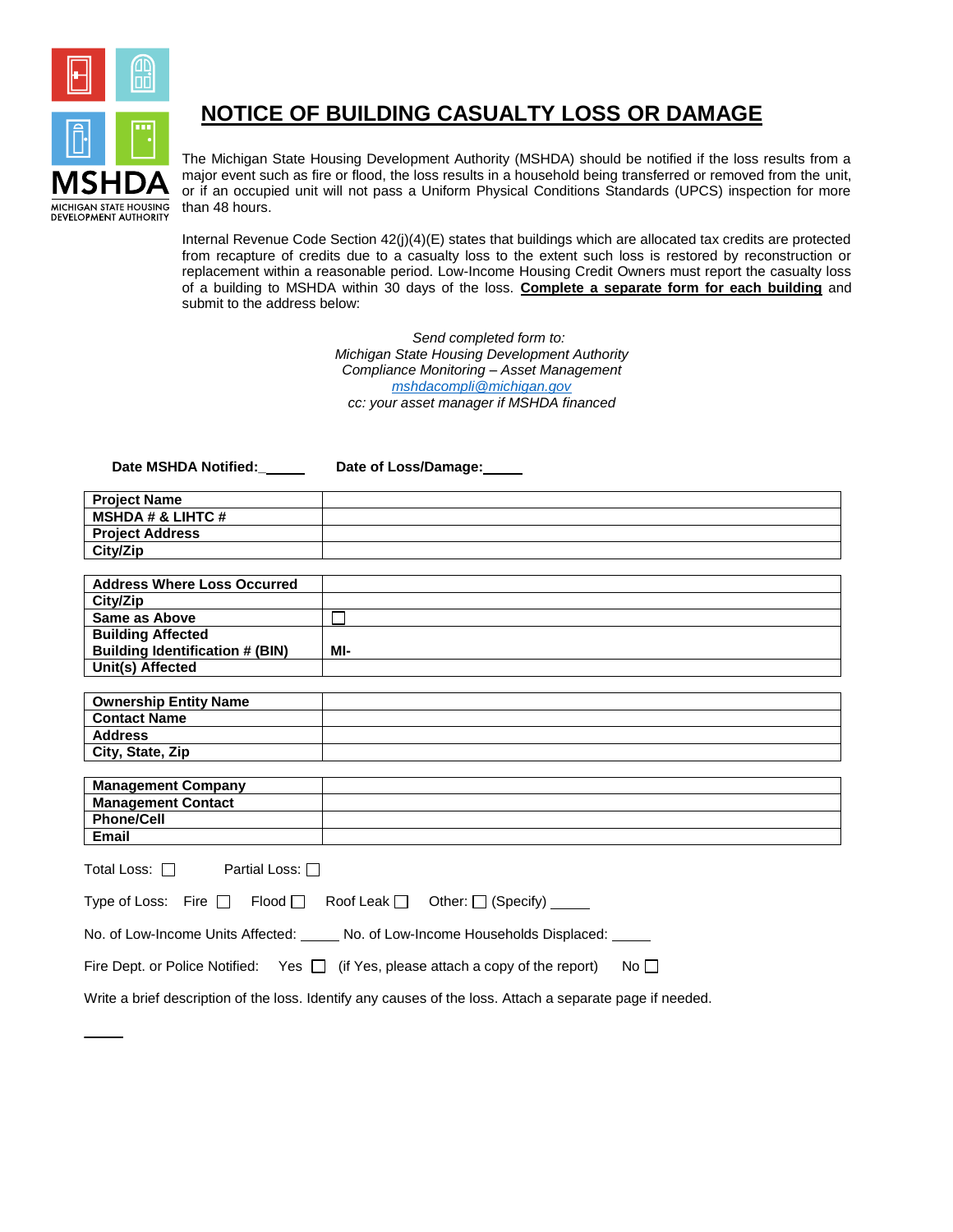# NOTICE OF BUILDING CASUALTY LOSS OR DAMAGE

The Michigan State Housing Development Authority (MSHDA) should be notified if the loss results from a major event such as fire or flood, the loss results in a household being transferred or removed from the unit, or if an occupied unit will not pass a Uniform Physical Conditions Standards (UPCS) inspection for more than 48 hours.

Internal Revenue Code Section 42(j)(4)(E) states that buildings which are allocated tax credits are protected from recapture of credits due to a casualty loss to the extent such loss is restored by reconstruction or replacement within a reasonable period. Low-Income Housing Credit Owners must report the casualty loss of a building to MSHDA within 30 days of the loss. **Complete a separate form for each building** and submit to the address below:

*Send completed form to:*
*Michigan State Housing Development Authority*
*Compliance Monitoring – Asset Management*
*mshdacompli@michigan.gov*
*cc: your asset manager if MSHDA financed*

**Date MSHDA Notified:** _____ **Date of Loss/Damage:** _____

| | |
|---|---|
| **Project Name** | |
| **MSHDA # & LIHTC #** | |
| **Project Address** | |
| **City/Zip** | |

| | |
|---|---|
| **Address Where Loss Occurred** | |
| **City/Zip** | |
| **Same as Above** | ☐ |
| **Building Affected Building Identification # (BIN)** | **MI-** |
| **Unit(s) Affected** | |

| | |
|---|---|
| **Ownership Entity Name** | |
| **Contact Name** | |
| **Address** | |
| **City, State, Zip** | |

| | |
|---|---|
| **Management Company** | |
| **Management Contact** | |
| **Phone/Cell** | |
| **Email** | |

Total Loss: ☐ Partial Loss: ☐

Type of Loss: Fire ☐ Flood ☐ Roof Leak ☐ Other: ☐ (Specify) _____

No. of Low-Income Units Affected: _____ No. of Low-Income Households Displaced: _____

Fire Dept. or Police Notified: Yes ☐ (if Yes, please attach a copy of the report) No ☐

Write a brief description of the loss. Identify any causes of the loss. Attach a separate page if needed.

_____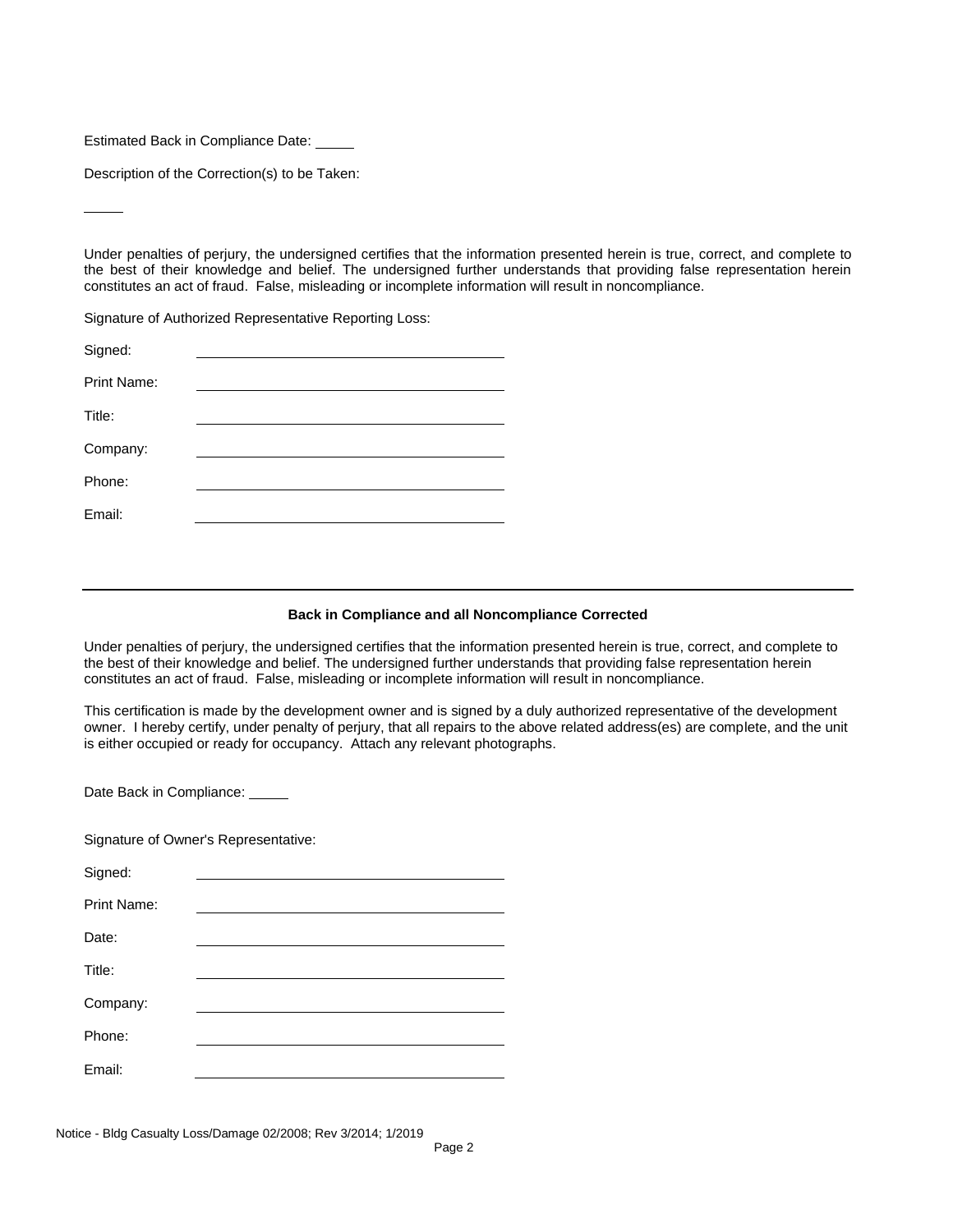Estimated Back in Compliance Date: _____

Description of the Correction(s) to be Taken:

_____

Under penalties of perjury, the undersigned certifies that the information presented herein is true, correct, and complete to the best of their knowledge and belief. The undersigned further understands that providing false representation herein constitutes an act of fraud. False, misleading or incomplete information will result in noncompliance.

Signature of Authorized Representative Reporting Loss:

Signed: ______________________________

Print Name: ______________________________

Title: ______________________________

Company: ______________________________

Phone: ______________________________

Email: ______________________________

---

**Back in Compliance and all Noncompliance Corrected**

Under penalties of perjury, the undersigned certifies that the information presented herein is true, correct, and complete to the best of their knowledge and belief. The undersigned further understands that providing false representation herein constitutes an act of fraud. False, misleading or incomplete information will result in noncompliance.

This certification is made by the development owner and is signed by a duly authorized representative of the development owner. I hereby certify, under penalty of perjury, that all repairs to the above related address(es) are complete, and the unit is either occupied or ready for occupancy. Attach any relevant photographs.

Date Back in Compliance: _____

Signature of Owner's Representative:

Signed: ______________________________

Print Name: ______________________________

Date: ______________________________

Title: ______________________________

Company: ______________________________

Phone: ______________________________

Email: ______________________________

Notice - Bldg Casualty Loss/Damage 02/2008; Rev 3/2014; 1/2019